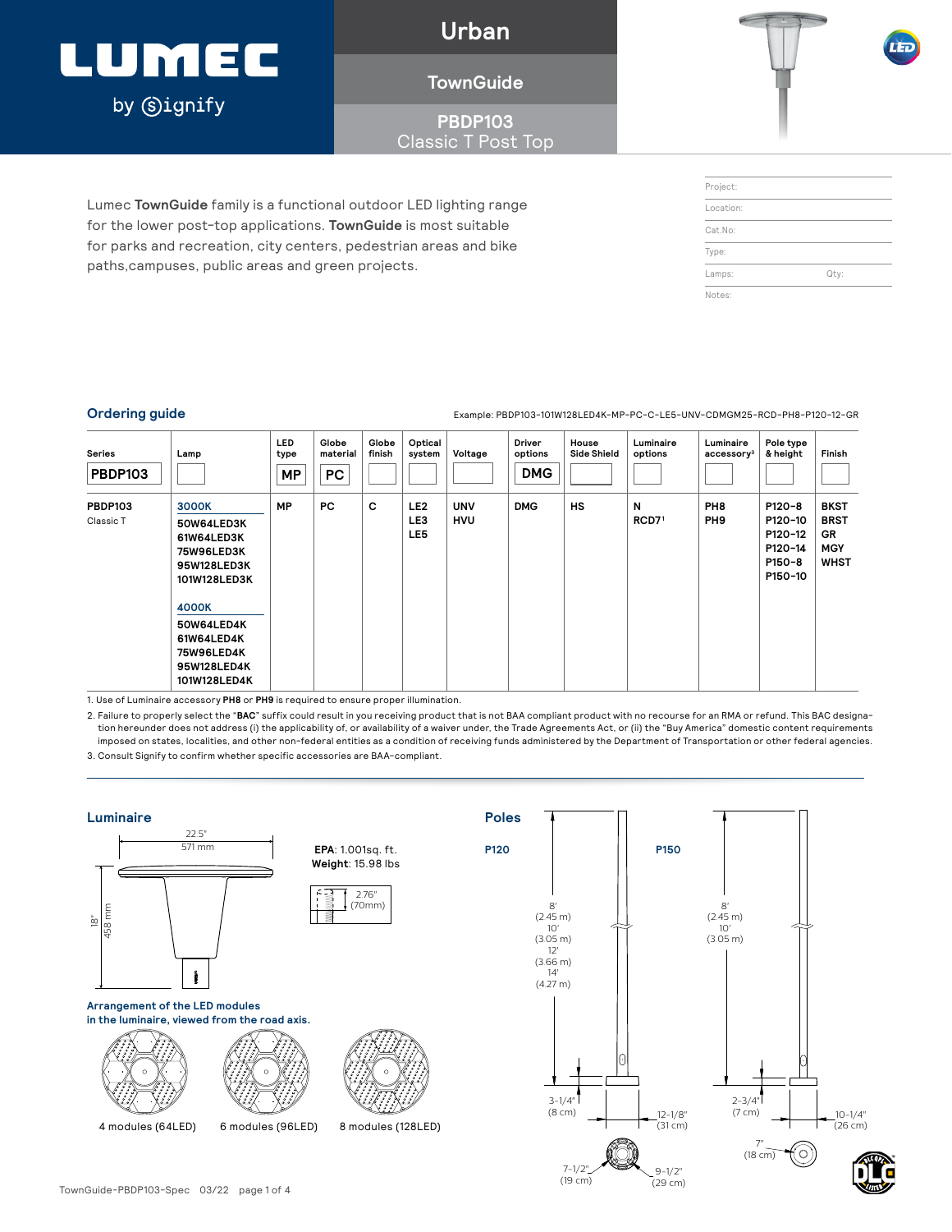# LUMEC by Signify

## Urban
## TownGuide
## PBDP103
## Classic T Post Top

Lumec **TownGuide** family is a functional outdoor LED lighting range for the lower post-top applications. **TownGuide** is most suitable for parks and recreation, city centers, pedestrian areas and bike paths,campuses, public areas and green projects.

| | |
|---|---|
| Project: | |
| Location: | |
| Cat.No: | |
| Type: | |
| Lamps: | Qty: |
| Notes: | |

## Ordering guide

Example: PBDP103-101W128LED4K-MP-PC-C-LE5-UNV-CDMGM25-RCD-PH8-P120-12-GR

| Series | Lamp | LED type | Globe material | Globe finish | Optical system | Voltage | Driver options | House Side Shield | Luminaire options | Luminaire accessory[3] | Pole type & height | Finish |
|---|---|---|---|---|---|---|---|---|---|---|---|---|
| PBDP103 | | MP | PC | | | | DMG | | | | | |
| PBDP103 Classic T | **3000K** 50W64LED3K 61W64LED3K 75W96LED3K 95W128LED3K 101W128LED3K **4000K** 50W64LED4K 61W64LED4K 75W96LED4K 95W128LED4K 101W128LED4K | MP | PC | C | LE2 LE3 LE5 | UNV HVU | DMG | HS | N RCD7[1] | PH8 PH9 | P120-8 P120-10 P120-12 P120-14 P150-8 P150-10 | BKST BRST GR MGY WHST |

1. Use of Luminaire accessory **PH8** or **PH9** is required to ensure proper illumination.
2. Failure to properly select the "**BAC**" suffix could result in you receiving product that is not BAA compliant product with no recourse for an RMA or refund. This BAC designation hereunder does not address (i) the applicability of, or availability of a waiver under, the Trade Agreements Act, or (ii) the "Buy America" domestic content requirements imposed on states, localities, and other non-federal entities as a condition of receiving funds administered by the Department of Transportation or other federal agencies.
3. Consult Signify to confirm whether specific accessories are BAA-compliant.

## Luminaire

22.5" (571 mm)

18" (458 mm)

**EPA**: 1.001sq. ft.
**Weight**: 15.98 lbs

2.76" (70mm)

**Arrangement of the LED modules in the luminaire, viewed from the road axis.**

4 modules (64LED) | 6 modules (96LED) | 8 modules (128LED)

## Poles

**P120**

8' (2.45 m)
10' (3.05 m)
12' (3.66 m)
14' (4.27 m)

3-1/4" (8 cm)
12-1/8" (31 cm)
7-1/2" (19 cm)
9-1/2" (29 cm)

**P150**

8' (2.45 m)
10' (3.05 m)

2-3/4" (7 cm)
10-1/4" (26 cm)
7" (18 cm)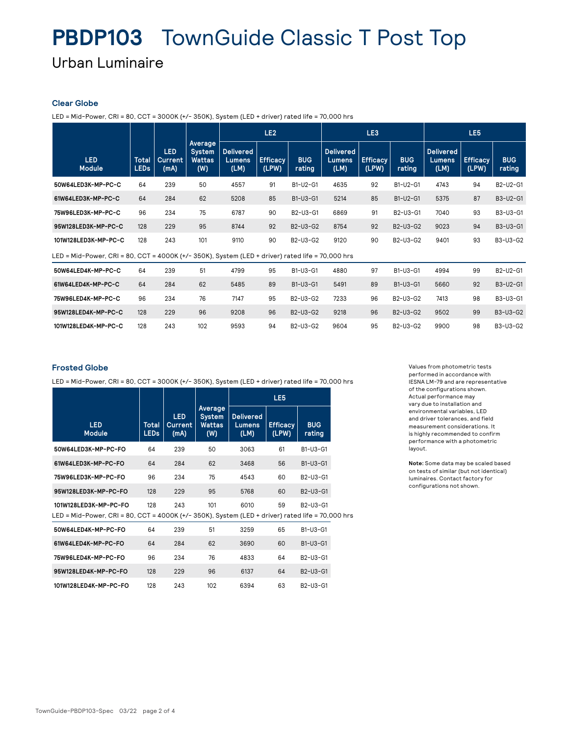# PBDP103 TownGuide Classic T Post Top

## Urban Luminaire

### Clear Globe

LED = Mid-Power, CRI = 80, CCT = 3000K (+/- 350K), System (LED + driver) rated life = 70,000 hrs

| LED Module | Total LEDs | LED Current (mA) | Average System Wattas (W) | LE2 | | | LE3 | | | LE5 | | |
|---|---|---|---|---|---|---|---|---|---|---|---|---|
| | | | | Delivered Lumens (LM) | Efficacy (LPW) | BUG rating | Delivered Lumens (LM) | Efficacy (LPW) | BUG rating | Delivered Lumens (LM) | Efficacy (LPW) | BUG rating |
| 50W64LED3K-MP-PC-C | 64 | 239 | 50 | 4557 | 91 | B1-U2-G1 | 4635 | 92 | B1-U2-G1 | 4743 | 94 | B2-U2-G1 |
| 61W64LED3K-MP-PC-C | 64 | 284 | 62 | 5208 | 85 | B1-U3-G1 | 5214 | 85 | B1-U2-G1 | 5375 | 87 | B3-U2-G1 |
| 75W96LED3K-MP-PC-C | 96 | 234 | 75 | 6787 | 90 | B2-U3-G1 | 6869 | 91 | B2-U3-G1 | 7040 | 93 | B3-U3-G1 |
| 95W128LED3K-MP-PC-C | 128 | 229 | 95 | 8744 | 92 | B2-U3-G2 | 8754 | 92 | B2-U3-G2 | 9023 | 94 | B3-U3-G1 |
| 101W128LED3K-MP-PC-C | 128 | 243 | 101 | 9110 | 90 | B2-U3-G2 | 9120 | 90 | B2-U3-G2 | 9401 | 93 | B3-U3-G2 |

LED = Mid-Power, CRI = 80, CCT = 4000K (+/- 350K), System (LED + driver) rated life = 70,000 hrs

| LED Module | Total LEDs | LED Current (mA) | Average System Wattas (W) | LE2 Delivered Lumens (LM) | LE2 Efficacy (LPW) | LE2 BUG rating | LE3 Delivered Lumens (LM) | LE3 Efficacy (LPW) | LE3 BUG rating | LE5 Delivered Lumens (LM) | LE5 Efficacy (LPW) | LE5 BUG rating |
|---|---|---|---|---|---|---|---|---|---|---|---|---|
| 50W64LED4K-MP-PC-C | 64 | 239 | 51 | 4799 | 95 | B1-U3-G1 | 4880 | 97 | B1-U3-G1 | 4994 | 99 | B2-U2-G1 |
| 61W64LED4K-MP-PC-C | 64 | 284 | 62 | 5485 | 89 | B1-U3-G1 | 5491 | 89 | B1-U3-G1 | 5660 | 92 | B3-U2-G1 |
| 75W96LED4K-MP-PC-C | 96 | 234 | 76 | 7147 | 95 | B2-U3-G2 | 7233 | 96 | B2-U3-G2 | 7413 | 98 | B3-U3-G1 |
| 95W128LED4K-MP-PC-C | 128 | 229 | 96 | 9208 | 96 | B2-U3-G2 | 9218 | 96 | B2-U3-G2 | 9502 | 99 | B3-U3-G2 |
| 101W128LED4K-MP-PC-C | 128 | 243 | 102 | 9593 | 94 | B2-U3-G2 | 9604 | 95 | B2-U3-G2 | 9900 | 98 | B3-U3-G2 |

### Frosted Globe

LED = Mid-Power, CRI = 80, CCT = 3000K (+/- 350K), System (LED + driver) rated life = 70,000 hrs

| LED Module | Total LEDs | LED Current (mA) | Average System Wattas (W) | LE5 | | |
|---|---|---|---|---|---|---|
| | | | | Delivered Lumens (LM) | Efficacy (LPW) | BUG rating |
| 50W64LED3K-MP-PC-FO | 64 | 239 | 50 | 3063 | 61 | B1-U3-G1 |
| 61W64LED3K-MP-PC-FO | 64 | 284 | 62 | 3468 | 56 | B1-U3-G1 |
| 75W96LED3K-MP-PC-FO | 96 | 234 | 75 | 4543 | 60 | B2-U3-G1 |
| 95W128LED3K-MP-PC-FO | 128 | 229 | 95 | 5768 | 60 | B2-U3-G1 |
| 101W128LED3K-MP-PC-FO | 128 | 243 | 101 | 6010 | 59 | B2-U3-G1 |

LED = Mid-Power, CRI = 80, CCT = 4000K (+/- 350K), System (LED + driver) rated life = 70,000 hrs

| LED Module | Total LEDs | LED Current (mA) | Average System Wattas (W) | LE5 Delivered Lumens (LM) | LE5 Efficacy (LPW) | LE5 BUG rating |
|---|---|---|---|---|---|---|
| 50W64LED4K-MP-PC-FO | 64 | 239 | 51 | 3259 | 65 | B1-U3-G1 |
| 61W64LED4K-MP-PC-FO | 64 | 284 | 62 | 3690 | 60 | B1-U3-G1 |
| 75W96LED4K-MP-PC-FO | 96 | 234 | 76 | 4833 | 64 | B2-U3-G1 |
| 95W128LED4K-MP-PC-FO | 128 | 229 | 96 | 6137 | 64 | B2-U3-G1 |
| 101W128LED4K-MP-PC-FO | 128 | 243 | 102 | 6394 | 63 | B2-U3-G1 |

Values from photometric tests performed in accordance with IESNA LM-79 and are representative of the configurations shown. Actual performance may vary due to installation and environmental variables, LED and driver tolerances, and field measurement considerations. It is highly recommended to confirm performance with a photometric layout.

**Note:** Some data may be scaled based on tests of similar (but not identical) luminaires. Contact factory for configurations not shown.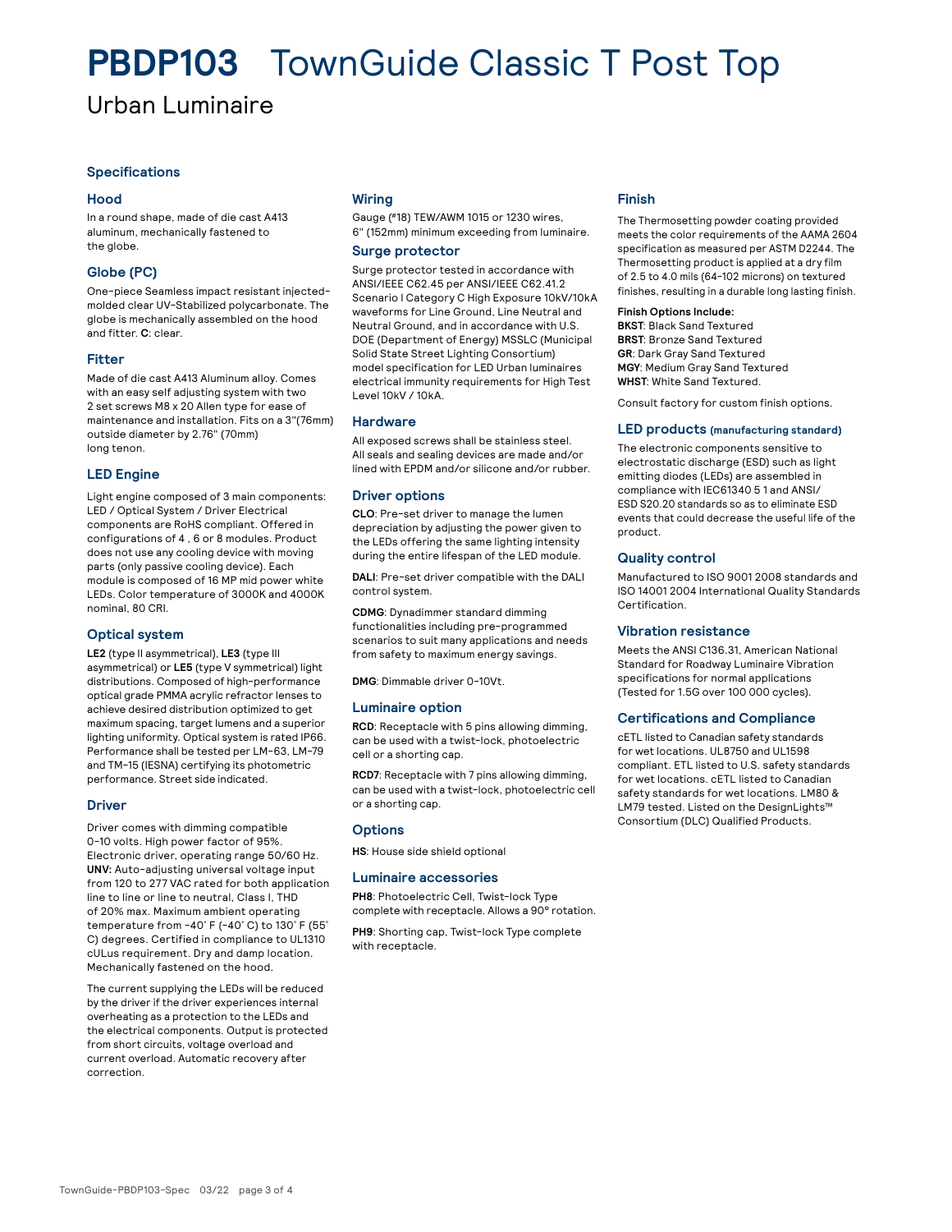# PBDP103 TownGuide Classic T Post Top

## Urban Luminaire

### Specifications

#### Hood

In a round shape, made of die cast A413 aluminum, mechanically fastened to the globe.

#### Globe (PC)

One-piece Seamless impact resistant injected-molded clear UV-Stabilized polycarbonate. The globe is mechanically assembled on the hood and fitter. **C**: clear.

#### Fitter

Made of die cast A413 Aluminum alloy. Comes with an easy self adjusting system with two 2 set screws M8 x 20 Allen type for ease of maintenance and installation. Fits on a 3"(76mm) outside diameter by 2.76" (70mm) long tenon.

#### LED Engine

Light engine composed of 3 main components: LED / Optical System / Driver Electrical components are RoHS compliant. Offered in configurations of 4 , 6 or 8 modules. Product does not use any cooling device with moving parts (only passive cooling device). Each module is composed of 16 MP mid power white LEDs. Color temperature of 3000K and 4000K nominal, 80 CRI.

#### Optical system

**LE2** (type II asymmetrical), **LE3** (type III asymmetrical) or **LE5** (type V symmetrical) light distributions. Composed of high-performance optical grade PMMA acrylic refractor lenses to achieve desired distribution optimized to get maximum spacing, target lumens and a superior lighting uniformity. Optical system is rated IP66. Performance shall be tested per LM-63, LM-79 and TM-15 (IESNA) certifying its photometric performance. Street side indicated.

#### Driver

Driver comes with dimming compatible 0-10 volts. High power factor of 95%. Electronic driver, operating range 50/60 Hz. **UNV:** Auto-adjusting universal voltage input from 120 to 277 VAC rated for both application line to line or line to neutral, Class I, THD of 20% max. Maximum ambient operating temperature from -40˚ F (-40˚ C) to 130˚ F (55˚ C) degrees. Certified in compliance to UL1310 cULus requirement. Dry and damp location. Mechanically fastened on the hood.

The current supplying the LEDs will be reduced by the driver if the driver experiences internal overheating as a protection to the LEDs and the electrical components. Output is protected from short circuits, voltage overload and current overload. Automatic recovery after correction.

#### Wiring

Gauge (#18) TEW/AWM 1015 or 1230 wires, 6" (152mm) minimum exceeding from luminaire.

#### Surge protector

Surge protector tested in accordance with ANSI/IEEE C62.45 per ANSI/IEEE C62.41.2 Scenario I Category C High Exposure 10kV/10kA waveforms for Line Ground, Line Neutral and Neutral Ground, and in accordance with U.S. DOE (Department of Energy) MSSLC (Municipal Solid State Street Lighting Consortium) model specification for LED Urban luminaires electrical immunity requirements for High Test Level 10kV / 10kA.

#### Hardware

All exposed screws shall be stainless steel. All seals and sealing devices are made and/or lined with EPDM and/or silicone and/or rubber.

#### Driver options

**CLO**: Pre-set driver to manage the lumen depreciation by adjusting the power given to the LEDs offering the same lighting intensity during the entire lifespan of the LED module.

**DALI**: Pre-set driver compatible with the DALI control system.

**CDMG**: Dynadimmer standard dimming functionalities including pre-programmed scenarios to suit many applications and needs from safety to maximum energy savings.

**DMG**: Dimmable driver 0-10Vt.

#### Luminaire option

**RCD**: Receptacle with 5 pins allowing dimming, can be used with a twist-lock, photoelectric cell or a shorting cap.

**RCD7**: Receptacle with 7 pins allowing dimming, can be used with a twist-lock, photoelectric cell or a shorting cap.

#### Options

**HS**: House side shield optional

#### Luminaire accessories

**PH8**: Photoelectric Cell, Twist-lock Type complete with receptacle. Allows a 90° rotation.

**PH9**: Shorting cap, Twist-lock Type complete with receptacle.

#### Finish

The Thermosetting powder coating provided meets the color requirements of the AAMA 2604 specification as measured per ASTM D2244. The Thermosetting product is applied at a dry film of 2.5 to 4.0 mils (64-102 microns) on textured finishes, resulting in a durable long lasting finish.

**Finish Options Include:**

**BKST**: Black Sand Textured
**BRST**: Bronze Sand Textured
**GR**: Dark Gray Sand Textured
**MGY**: Medium Gray Sand Textured
**WHST**: White Sand Textured.

Consult factory for custom finish options.

#### LED products (manufacturing standard)

The electronic components sensitive to electrostatic discharge (ESD) such as light emitting diodes (LEDs) are assembled in compliance with IEC61340 5 1 and ANSI/ ESD S20.20 standards so as to eliminate ESD events that could decrease the useful life of the product.

#### Quality control

Manufactured to ISO 9001 2008 standards and ISO 14001 2004 International Quality Standards Certification.

#### Vibration resistance

Meets the ANSI C136.31, American National Standard for Roadway Luminaire Vibration specifications for normal applications (Tested for 1.5G over 100 000 cycles).

#### Certifications and Compliance

cETL listed to Canadian safety standards for wet locations. UL8750 and UL1598 compliant. ETL listed to U.S. safety standards for wet locations. cETL listed to Canadian safety standards for wet locations. LM80 & LM79 tested. Listed on the DesignLights™ Consortium (DLC) Qualified Products.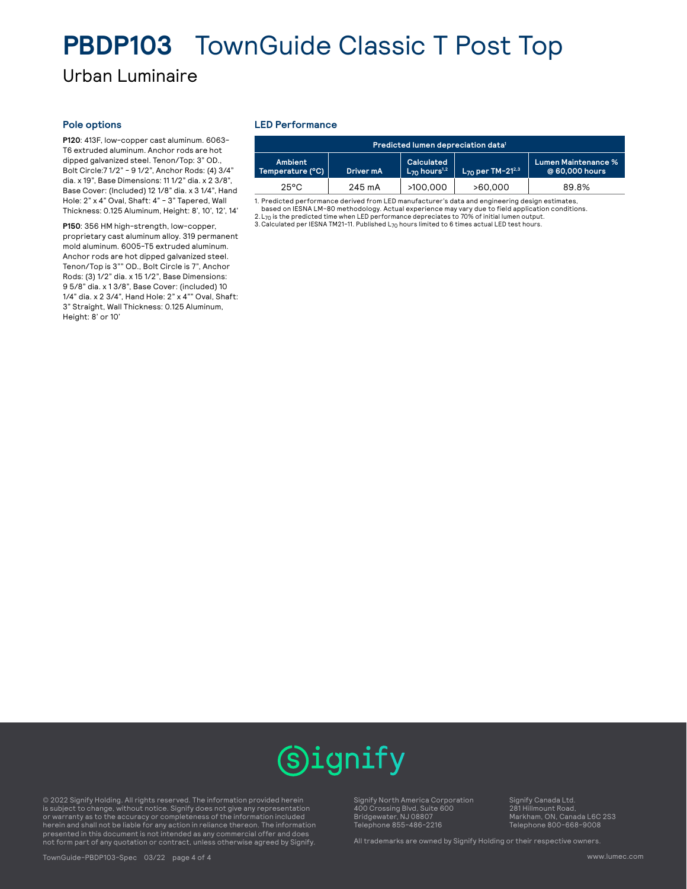# PBDP103 TownGuide Classic T Post Top

## Urban Luminaire

### Pole options

**P120**: 413F, low-copper cast aluminum. 6063-T6 extruded aluminum. Anchor rods are hot dipped galvanized steel. Tenon/Top: 3" OD., Bolt Circle:7 1/2" - 9 1/2", Anchor Rods: (4) 3/4" dia. x 19", Base Dimensions: 11 1/2" dia. x 2 3/8", Base Cover: (Included) 12 1/8" dia. x 3 1/4", Hand Hole: 2" x 4" Oval, Shaft: 4" - 3" Tapered, Wall Thickness: 0.125 Aluminum, Height: 8', 10', 12', 14'

**P150**: 356 HM high-strength, low-copper, proprietary cast aluminum alloy. 319 permanent mold aluminum. 6005-T5 extruded aluminum. Anchor rods are hot dipped galvanized steel. Tenon/Top is 3"" OD., Bolt Circle is 7", Anchor Rods: (3) 1/2" dia. x 15 1/2", Base Dimensions: 9 5/8" dia. x 1 3/8", Base Cover: (included) 10 1/4" dia. x 2 3/4", Hand Hole: 2" x 4"" Oval, Shaft: 3" Straight, Wall Thickness: 0.125 Aluminum, Height: 8' or 10'

### LED Performance

| Predicted lumen depreciation data[1] | | | | |
|---|---|---|---|---|
| Ambient Temperature (°C) | Driver mA | Calculated $L_{70}$ hours[1,2] | $L_{70}$ per TM-21[2,3] | Lumen Maintenance % @ 60,000 hours |
| 25°C | 245 mA | >100,000 | >60,000 | 89.8% |

1. Predicted performance derived from LED manufacturer's data and engineering design estimates, based on IESNA LM-80 methodology. Actual experience may vary due to field application conditions.
2. $L_{70}$ is the predicted time when LED performance depreciates to 70% of initial lumen output.
3. Calculated per IESNA TM21-11. Published $L_{70}$ hours limited to 6 times actual LED test hours.

signify

© 2022 Signify Holding. All rights reserved. The information provided herein is subject to change, without notice. Signify does not give any representation or warranty as to the accuracy or completeness of the information included herein and shall not be liable for any action in reliance thereon. The information presented in this document is not intended as any commercial offer and does not form part of any quotation or contract, unless otherwise agreed by Signify.

Signify North America Corporation
400 Crossing Blvd, Suite 600
Bridgewater, NJ 08807
Telephone 855-486-2216

Signify Canada Ltd.
281 Hillmount Road,
Markham, ON, Canada L6C 2S3
Telephone 800-668-9008

All trademarks are owned by Signify Holding or their respective owners.

TownGuide-PBDP103-Spec 03/22

www.lumec.com